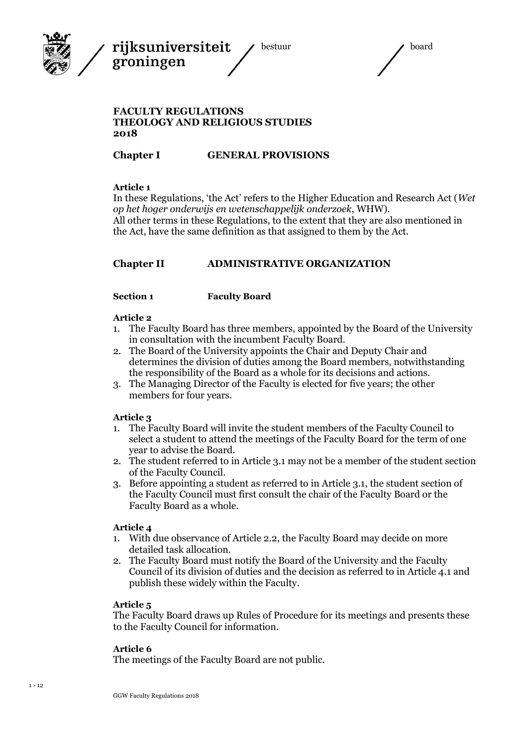# FACULTY REGULATIONS
# THEOLOGY AND RELIGIOUS STUDIES
# 2018

## Chapter I GENERAL PROVISIONS

**Article 1**

In these Regulations, 'the Act' refers to the Higher Education and Research Act (*Wet op het hoger onderwijs en wetenschappelijk onderzoek*, WHW).
All other terms in these Regulations, to the extent that they are also mentioned in the Act, have the same definition as that assigned to them by the Act.

## Chapter II ADMINISTRATIVE ORGANIZATION

### Section 1 Faculty Board

**Article 2**

1. The Faculty Board has three members, appointed by the Board of the University in consultation with the incumbent Faculty Board.
2. The Board of the University appoints the Chair and Deputy Chair and determines the division of duties among the Board members, notwithstanding the responsibility of the Board as a whole for its decisions and actions.
3. The Managing Director of the Faculty is elected for five years; the other members for four years.

**Article 3**

1. The Faculty Board will invite the student members of the Faculty Council to select a student to attend the meetings of the Faculty Board for the term of one year to advise the Board.
2. The student referred to in Article 3.1 may not be a member of the student section of the Faculty Council.
3. Before appointing a student as referred to in Article 3.1, the student section of the Faculty Council must first consult the chair of the Faculty Board or the Faculty Board as a whole.

**Article 4**

1. With due observance of Article 2.2, the Faculty Board may decide on more detailed task allocation.
2. The Faculty Board must notify the Board of the University and the Faculty Council of its division of duties and the decision as referred to in Article 4.1 and publish these widely within the Faculty.

**Article 5**

The Faculty Board draws up Rules of Procedure for its meetings and presents these to the Faculty Council for information.

**Article 6**

The meetings of the Faculty Board are not public.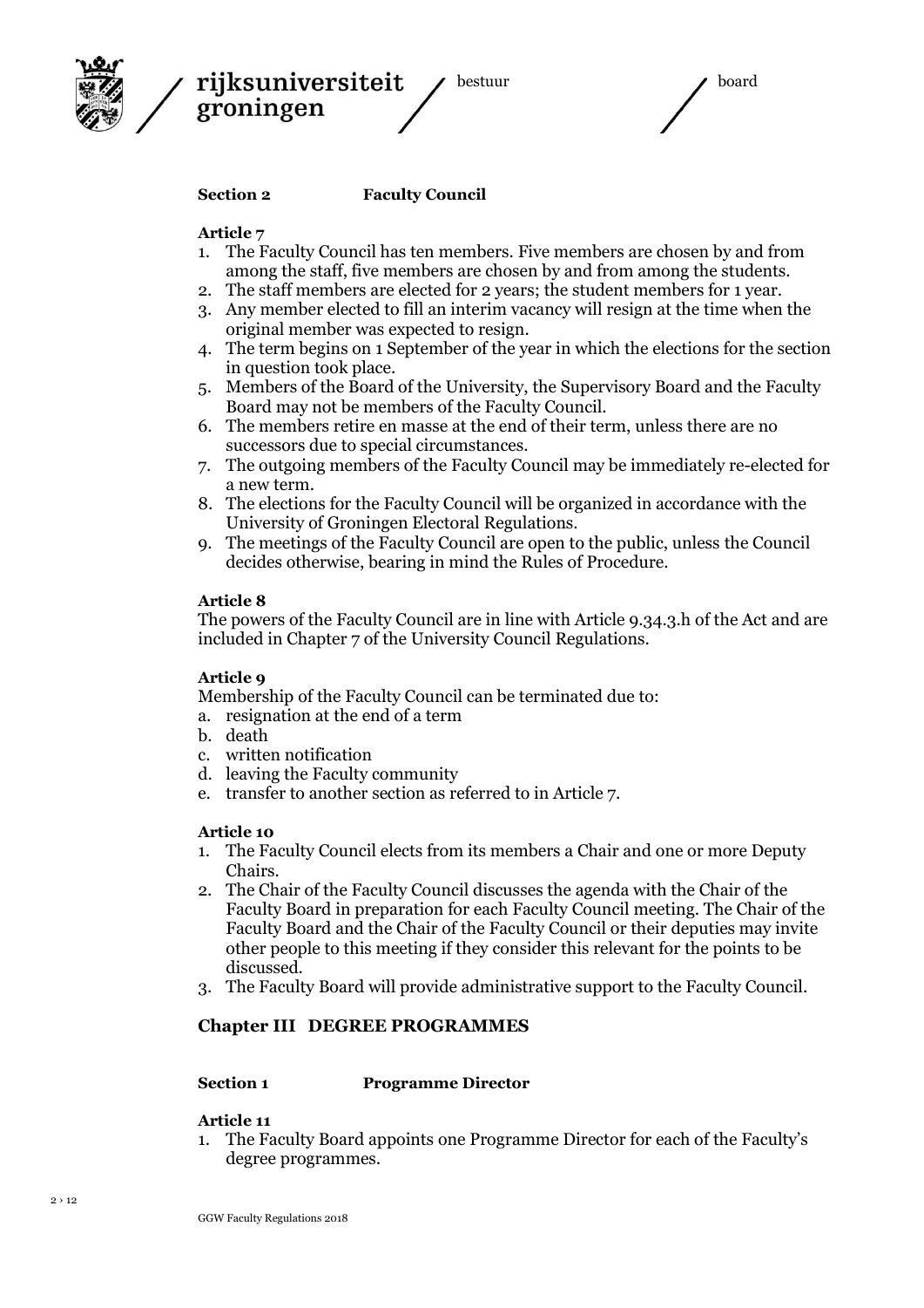**Section 2 Faculty Council**

**Article 7**

1. The Faculty Council has ten members. Five members are chosen by and from among the staff, five members are chosen by and from among the students.
2. The staff members are elected for 2 years; the student members for 1 year.
3. Any member elected to fill an interim vacancy will resign at the time when the original member was expected to resign.
4. The term begins on 1 September of the year in which the elections for the section in question took place.
5. Members of the Board of the University, the Supervisory Board and the Faculty Board may not be members of the Faculty Council.
6. The members retire en masse at the end of their term, unless there are no successors due to special circumstances.
7. The outgoing members of the Faculty Council may be immediately re-elected for a new term.
8. The elections for the Faculty Council will be organized in accordance with the University of Groningen Electoral Regulations.
9. The meetings of the Faculty Council are open to the public, unless the Council decides otherwise, bearing in mind the Rules of Procedure.

**Article 8**

The powers of the Faculty Council are in line with Article 9.34.3.h of the Act and are included in Chapter 7 of the University Council Regulations.

**Article 9**

Membership of the Faculty Council can be terminated due to:

a. resignation at the end of a term
b. death
c. written notification
d. leaving the Faculty community
e. transfer to another section as referred to in Article 7.

**Article 10**

1. The Faculty Council elects from its members a Chair and one or more Deputy Chairs.
2. The Chair of the Faculty Council discusses the agenda with the Chair of the Faculty Board in preparation for each Faculty Council meeting. The Chair of the Faculty Board and the Chair of the Faculty Council or their deputies may invite other people to this meeting if they consider this relevant for the points to be discussed.
3. The Faculty Board will provide administrative support to the Faculty Council.

## Chapter III DEGREE PROGRAMMES

**Section 1 Programme Director**

**Article 11**

1. The Faculty Board appoints one Programme Director for each of the Faculty's degree programmes.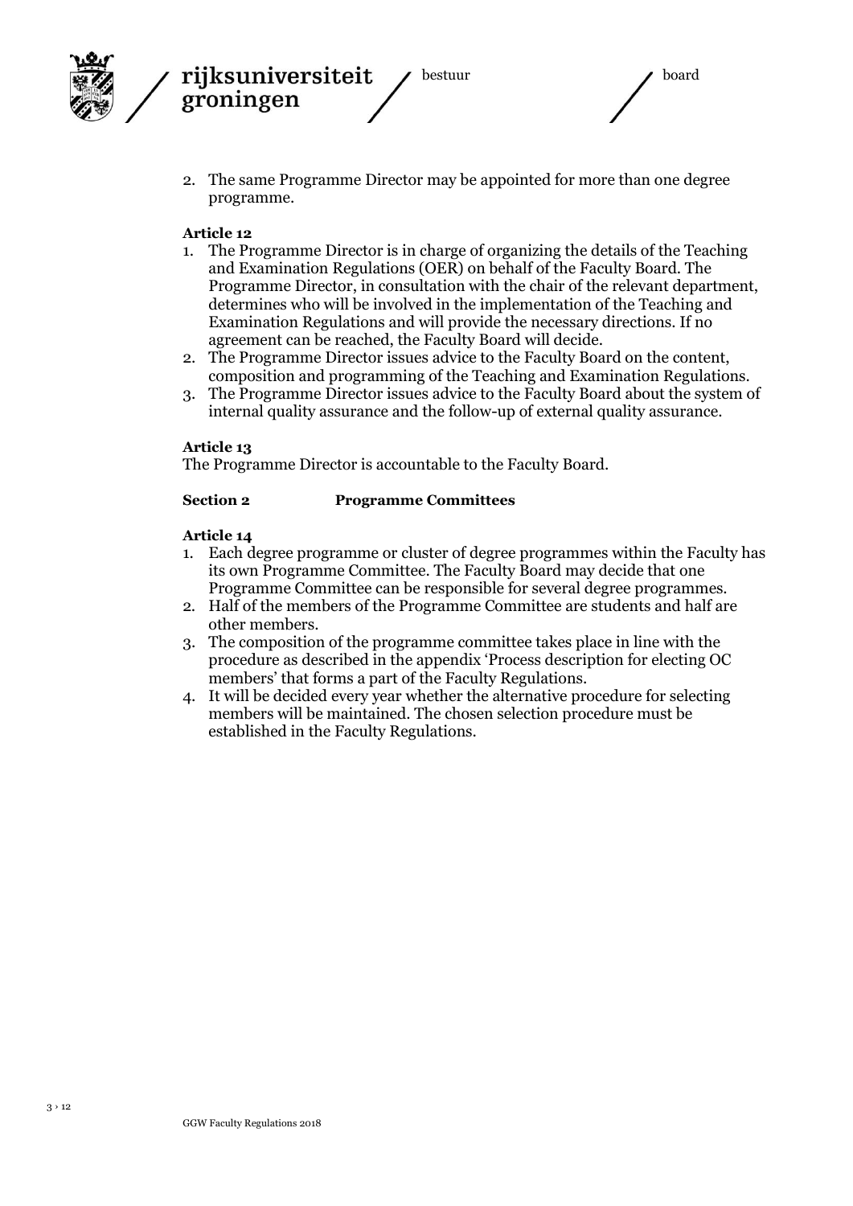2. The same Programme Director may be appointed for more than one degree programme.

**Article 12**

1. The Programme Director is in charge of organizing the details of the Teaching and Examination Regulations (OER) on behalf of the Faculty Board. The Programme Director, in consultation with the chair of the relevant department, determines who will be involved in the implementation of the Teaching and Examination Regulations and will provide the necessary directions. If no agreement can be reached, the Faculty Board will decide.
2. The Programme Director issues advice to the Faculty Board on the content, composition and programming of the Teaching and Examination Regulations.
3. The Programme Director issues advice to the Faculty Board about the system of internal quality assurance and the follow-up of external quality assurance.

**Article 13**

The Programme Director is accountable to the Faculty Board.

**Section 2 Programme Committees**

**Article 14**

1. Each degree programme or cluster of degree programmes within the Faculty has its own Programme Committee. The Faculty Board may decide that one Programme Committee can be responsible for several degree programmes.
2. Half of the members of the Programme Committee are students and half are other members.
3. The composition of the programme committee takes place in line with the procedure as described in the appendix 'Process description for electing OC members' that forms a part of the Faculty Regulations.
4. It will be decided every year whether the alternative procedure for selecting members will be maintained. The chosen selection procedure must be established in the Faculty Regulations.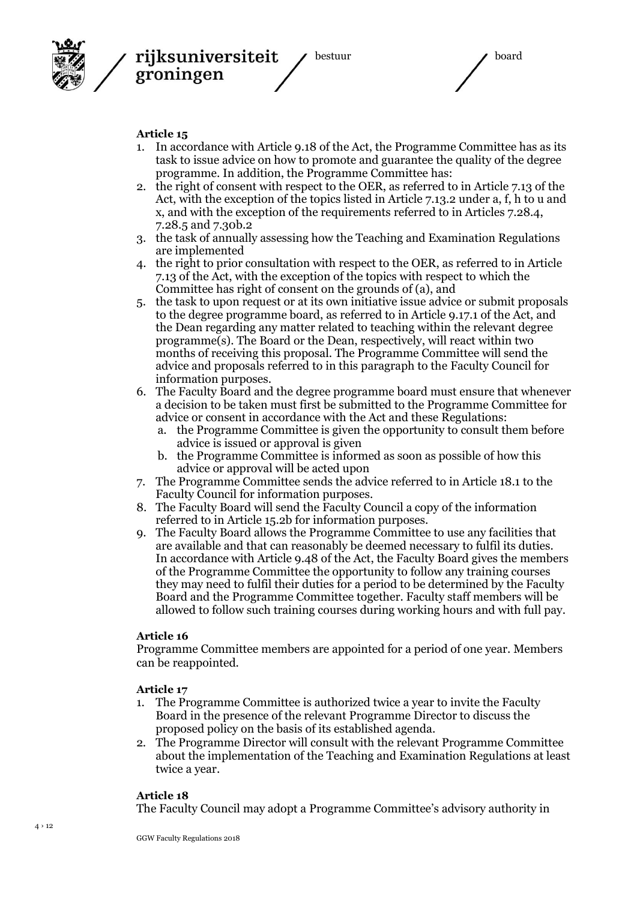**Article 15**

1. In accordance with Article 9.18 of the Act, the Programme Committee has as its task to issue advice on how to promote and guarantee the quality of the degree programme. In addition, the Programme Committee has:
2. the right of consent with respect to the OER, as referred to in Article 7.13 of the Act, with the exception of the topics listed in Article 7.13.2 under a, f, h to u and x, and with the exception of the requirements referred to in Articles 7.28.4, 7.28.5 and 7.30b.2
3. the task of annually assessing how the Teaching and Examination Regulations are implemented
4. the right to prior consultation with respect to the OER, as referred to in Article 7.13 of the Act, with the exception of the topics with respect to which the Committee has right of consent on the grounds of (a), and
5. the task to upon request or at its own initiative issue advice or submit proposals to the degree programme board, as referred to in Article 9.17.1 of the Act, and the Dean regarding any matter related to teaching within the relevant degree programme(s). The Board or the Dean, respectively, will react within two months of receiving this proposal. The Programme Committee will send the advice and proposals referred to in this paragraph to the Faculty Council for information purposes.
6. The Faculty Board and the degree programme board must ensure that whenever a decision to be taken must first be submitted to the Programme Committee for advice or consent in accordance with the Act and these Regulations:
   a. the Programme Committee is given the opportunity to consult them before advice is issued or approval is given
   b. the Programme Committee is informed as soon as possible of how this advice or approval will be acted upon
7. The Programme Committee sends the advice referred to in Article 18.1 to the Faculty Council for information purposes.
8. The Faculty Board will send the Faculty Council a copy of the information referred to in Article 15.2b for information purposes.
9. The Faculty Board allows the Programme Committee to use any facilities that are available and that can reasonably be deemed necessary to fulfil its duties. In accordance with Article 9.48 of the Act, the Faculty Board gives the members of the Programme Committee the opportunity to follow any training courses they may need to fulfil their duties for a period to be determined by the Faculty Board and the Programme Committee together. Faculty staff members will be allowed to follow such training courses during working hours and with full pay.

**Article 16**

Programme Committee members are appointed for a period of one year. Members can be reappointed.

**Article 17**

1. The Programme Committee is authorized twice a year to invite the Faculty Board in the presence of the relevant Programme Director to discuss the proposed policy on the basis of its established agenda.
2. The Programme Director will consult with the relevant Programme Committee about the implementation of the Teaching and Examination Regulations at least twice a year.

**Article 18**

The Faculty Council may adopt a Programme Committee's advisory authority in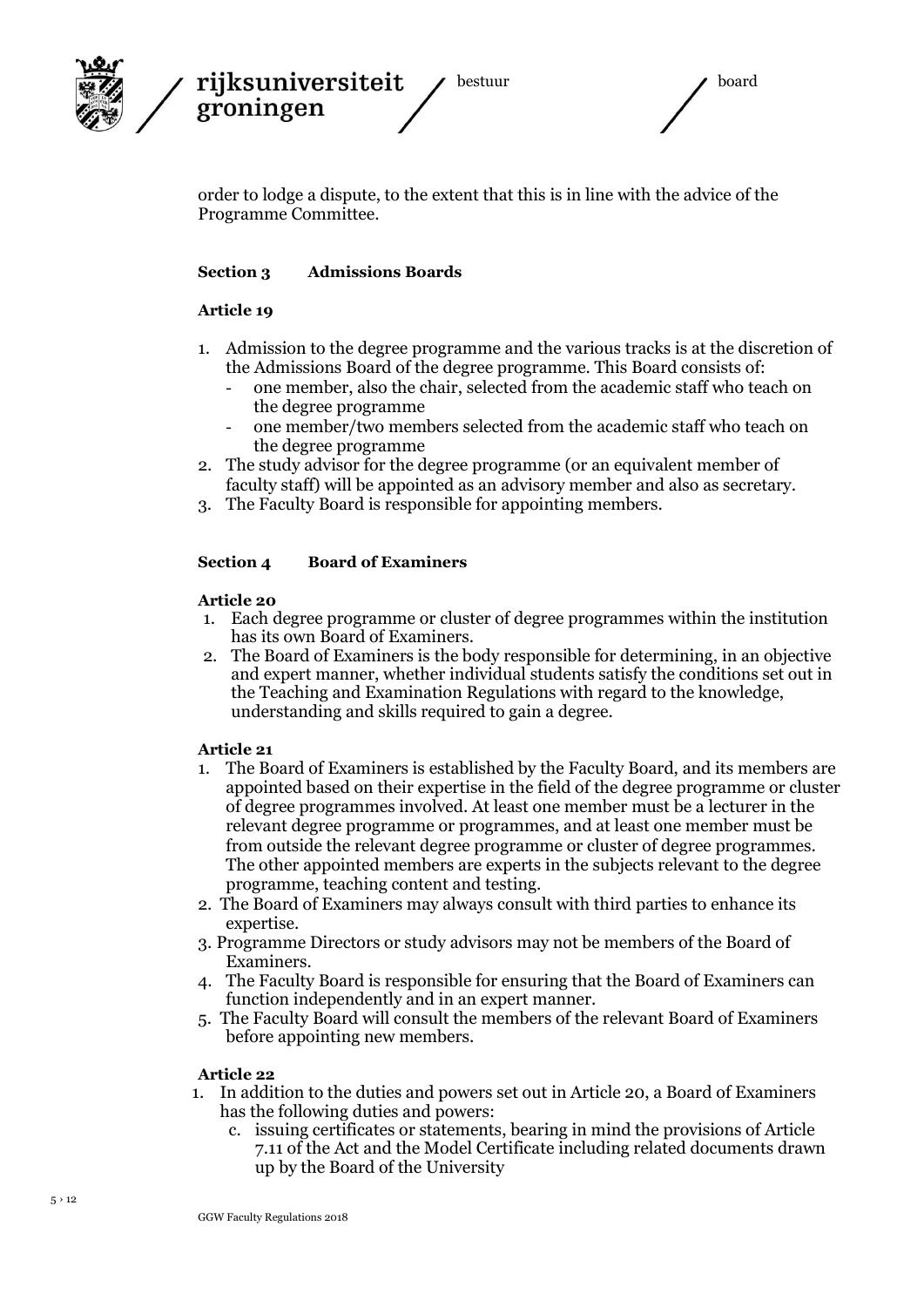order to lodge a dispute, to the extent that this is in line with the advice of the Programme Committee.

### Section 3 Admissions Boards

#### Article 19

1. Admission to the degree programme and the various tracks is at the discretion of the Admissions Board of the degree programme. This Board consists of:
   - one member, also the chair, selected from the academic staff who teach on the degree programme
   - one member/two members selected from the academic staff who teach on the degree programme
2. The study advisor for the degree programme (or an equivalent member of faculty staff) will be appointed as an advisory member and also as secretary.
3. The Faculty Board is responsible for appointing members.

### Section 4 Board of Examiners

#### Article 20

1. Each degree programme or cluster of degree programmes within the institution has its own Board of Examiners.
2. The Board of Examiners is the body responsible for determining, in an objective and expert manner, whether individual students satisfy the conditions set out in the Teaching and Examination Regulations with regard to the knowledge, understanding and skills required to gain a degree.

#### Article 21

1. The Board of Examiners is established by the Faculty Board, and its members are appointed based on their expertise in the field of the degree programme or cluster of degree programmes involved. At least one member must be a lecturer in the relevant degree programme or programmes, and at least one member must be from outside the relevant degree programme or cluster of degree programmes. The other appointed members are experts in the subjects relevant to the degree programme, teaching content and testing.
2. The Board of Examiners may always consult with third parties to enhance its expertise.
3. Programme Directors or study advisors may not be members of the Board of Examiners.
4. The Faculty Board is responsible for ensuring that the Board of Examiners can function independently and in an expert manner.
5. The Faculty Board will consult the members of the relevant Board of Examiners before appointing new members.

#### Article 22

1. In addition to the duties and powers set out in Article 20, a Board of Examiners has the following duties and powers:
   c. issuing certificates or statements, bearing in mind the provisions of Article 7.11 of the Act and the Model Certificate including related documents drawn up by the Board of the University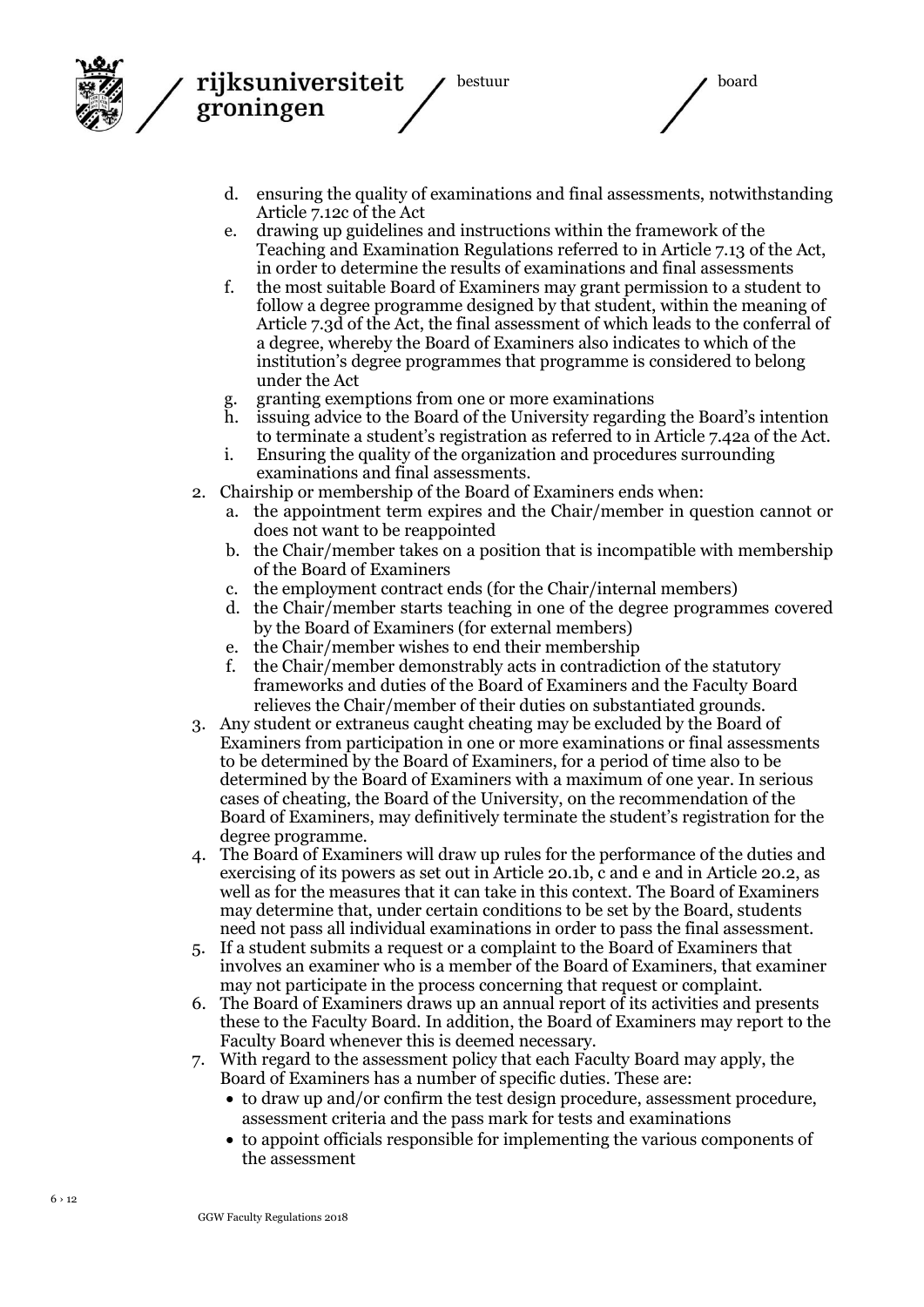d. ensuring the quality of examinations and final assessments, notwithstanding Article 7.12c of the Act
   e. drawing up guidelines and instructions within the framework of the Teaching and Examination Regulations referred to in Article 7.13 of the Act, in order to determine the results of examinations and final assessments
   f. the most suitable Board of Examiners may grant permission to a student to follow a degree programme designed by that student, within the meaning of Article 7.3d of the Act, the final assessment of which leads to the conferral of a degree, whereby the Board of Examiners also indicates to which of the institution's degree programmes that programme is considered to belong under the Act
   g. granting exemptions from one or more examinations
   h. issuing advice to the Board of the University regarding the Board's intention to terminate a student's registration as referred to in Article 7.42a of the Act.
   i. Ensuring the quality of the organization and procedures surrounding examinations and final assessments.
2. Chairship or membership of the Board of Examiners ends when:
   a. the appointment term expires and the Chair/member in question cannot or does not want to be reappointed
   b. the Chair/member takes on a position that is incompatible with membership of the Board of Examiners
   c. the employment contract ends (for the Chair/internal members)
   d. the Chair/member starts teaching in one of the degree programmes covered by the Board of Examiners (for external members)
   e. the Chair/member wishes to end their membership
   f. the Chair/member demonstrably acts in contradiction of the statutory frameworks and duties of the Board of Examiners and the Faculty Board relieves the Chair/member of their duties on substantiated grounds.
3. Any student or extraneus caught cheating may be excluded by the Board of Examiners from participation in one or more examinations or final assessments to be determined by the Board of Examiners, for a period of time also to be determined by the Board of Examiners with a maximum of one year. In serious cases of cheating, the Board of the University, on the recommendation of the Board of Examiners, may definitively terminate the student's registration for the degree programme.
4. The Board of Examiners will draw up rules for the performance of the duties and exercising of its powers as set out in Article 20.1b, c and e and in Article 20.2, as well as for the measures that it can take in this context. The Board of Examiners may determine that, under certain conditions to be set by the Board, students need not pass all individual examinations in order to pass the final assessment.
5. If a student submits a request or a complaint to the Board of Examiners that involves an examiner who is a member of the Board of Examiners, that examiner may not participate in the process concerning that request or complaint.
6. The Board of Examiners draws up an annual report of its activities and presents these to the Faculty Board. In addition, the Board of Examiners may report to the Faculty Board whenever this is deemed necessary.
7. With regard to the assessment policy that each Faculty Board may apply, the Board of Examiners has a number of specific duties. These are:
   - to draw up and/or confirm the test design procedure, assessment procedure, assessment criteria and the pass mark for tests and examinations
   - to appoint officials responsible for implementing the various components of the assessment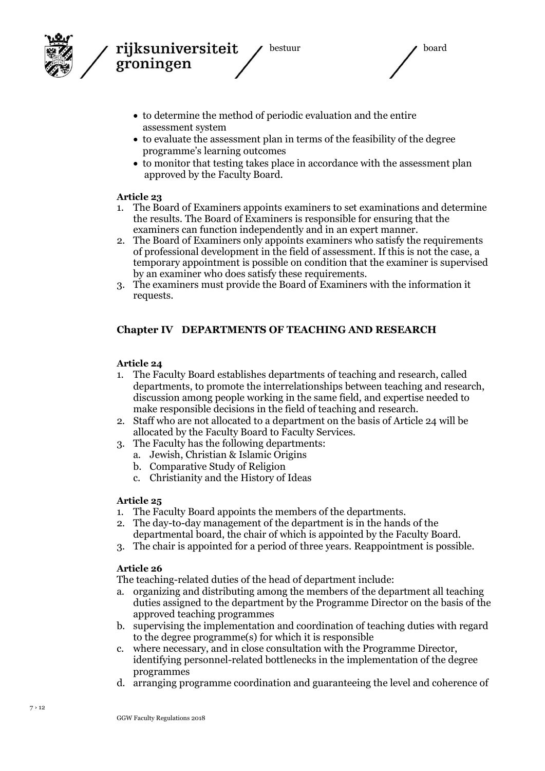- to determine the method of periodic evaluation and the entire assessment system
- to evaluate the assessment plan in terms of the feasibility of the degree programme's learning outcomes
- to monitor that testing takes place in accordance with the assessment plan approved by the Faculty Board.

**Article 23**

1. The Board of Examiners appoints examiners to set examinations and determine the results. The Board of Examiners is responsible for ensuring that the examiners can function independently and in an expert manner.
2. The Board of Examiners only appoints examiners who satisfy the requirements of professional development in the field of assessment. If this is not the case, a temporary appointment is possible on condition that the examiner is supervised by an examiner who does satisfy these requirements.
3. The examiners must provide the Board of Examiners with the information it requests.

## Chapter IV DEPARTMENTS OF TEACHING AND RESEARCH

**Article 24**

1. The Faculty Board establishes departments of teaching and research, called departments, to promote the interrelationships between teaching and research, discussion among people working in the same field, and expertise needed to make responsible decisions in the field of teaching and research.
2. Staff who are not allocated to a department on the basis of Article 24 will be allocated by the Faculty Board to Faculty Services.
3. The Faculty has the following departments:
   a. Jewish, Christian & Islamic Origins
   b. Comparative Study of Religion
   c. Christianity and the History of Ideas

**Article 25**

1. The Faculty Board appoints the members of the departments.
2. The day-to-day management of the department is in the hands of the departmental board, the chair of which is appointed by the Faculty Board.
3. The chair is appointed for a period of three years. Reappointment is possible.

**Article 26**

The teaching-related duties of the head of department include:

a. organizing and distributing among the members of the department all teaching duties assigned to the department by the Programme Director on the basis of the approved teaching programmes
b. supervising the implementation and coordination of teaching duties with regard to the degree programme(s) for which it is responsible
c. where necessary, and in close consultation with the Programme Director, identifying personnel-related bottlenecks in the implementation of the degree programmes
d. arranging programme coordination and guaranteeing the level and coherence of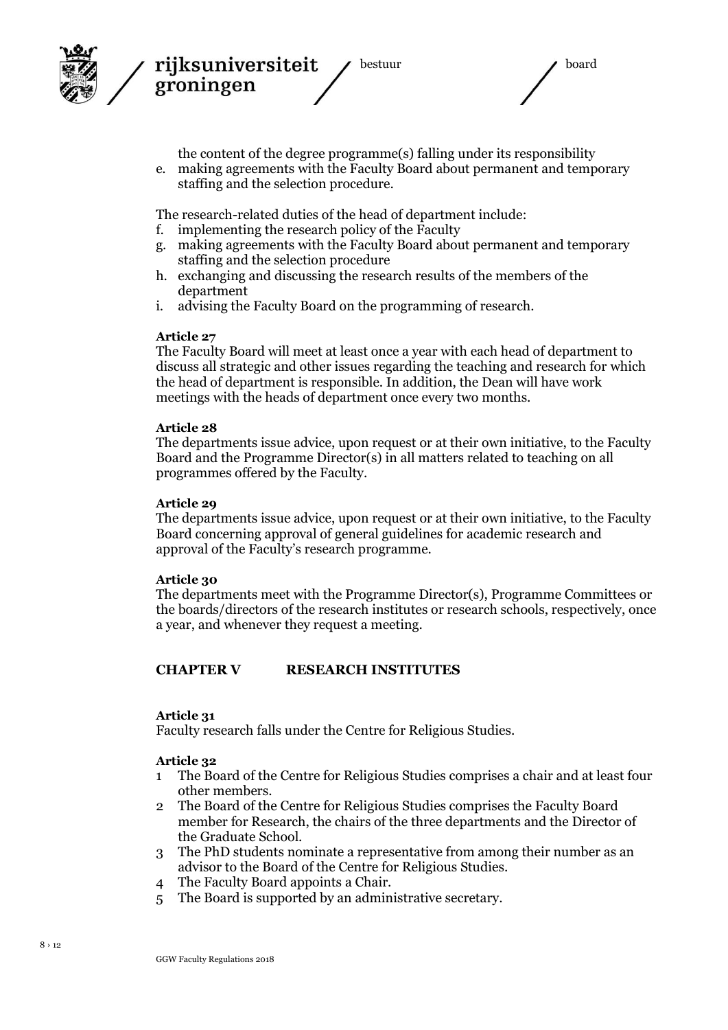the content of the degree programme(s) falling under its responsibility

e. making agreements with the Faculty Board about permanent and temporary staffing and the selection procedure.

The research-related duties of the head of department include:

f. implementing the research policy of the Faculty
g. making agreements with the Faculty Board about permanent and temporary staffing and the selection procedure
h. exchanging and discussing the research results of the members of the department
i. advising the Faculty Board on the programming of research.

**Article 27**

The Faculty Board will meet at least once a year with each head of department to discuss all strategic and other issues regarding the teaching and research for which the head of department is responsible. In addition, the Dean will have work meetings with the heads of department once every two months.

**Article 28**

The departments issue advice, upon request or at their own initiative, to the Faculty Board and the Programme Director(s) in all matters related to teaching on all programmes offered by the Faculty.

**Article 29**

The departments issue advice, upon request or at their own initiative, to the Faculty Board concerning approval of general guidelines for academic research and approval of the Faculty's research programme.

**Article 30**

The departments meet with the Programme Director(s), Programme Committees or the boards/directors of the research institutes or research schools, respectively, once a year, and whenever they request a meeting.

## CHAPTER V RESEARCH INSTITUTES

**Article 31**

Faculty research falls under the Centre for Religious Studies.

**Article 32**

1. The Board of the Centre for Religious Studies comprises a chair and at least four other members.
2. The Board of the Centre for Religious Studies comprises the Faculty Board member for Research, the chairs of the three departments and the Director of the Graduate School.
3. The PhD students nominate a representative from among their number as an advisor to the Board of the Centre for Religious Studies.
4. The Faculty Board appoints a Chair.
5. The Board is supported by an administrative secretary.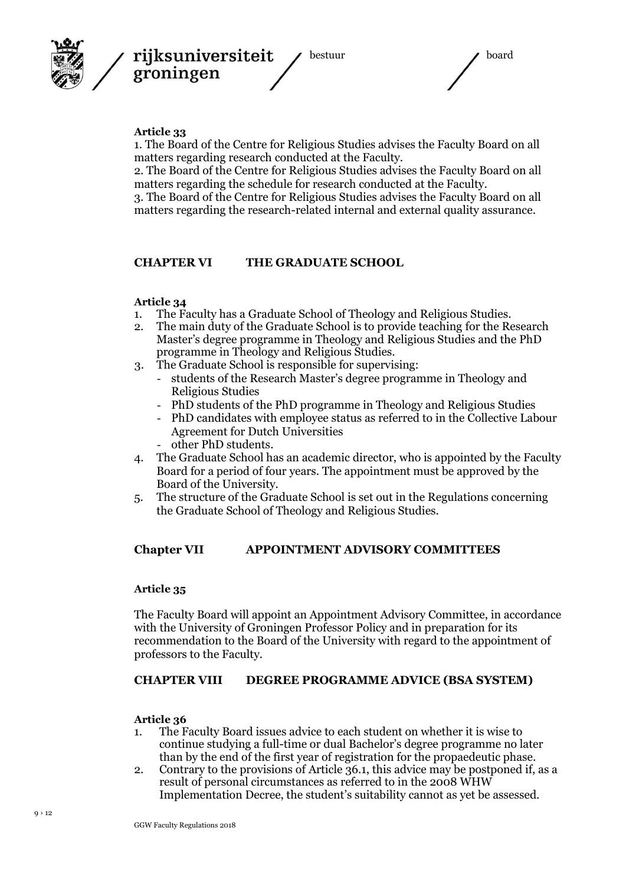**Article 33**

1. The Board of the Centre for Religious Studies advises the Faculty Board on all matters regarding research conducted at the Faculty.
2. The Board of the Centre for Religious Studies advises the Faculty Board on all matters regarding the schedule for research conducted at the Faculty.
3. The Board of the Centre for Religious Studies advises the Faculty Board on all matters regarding the research-related internal and external quality assurance.

## CHAPTER VI THE GRADUATE SCHOOL

**Article 34**

1. The Faculty has a Graduate School of Theology and Religious Studies.
2. The main duty of the Graduate School is to provide teaching for the Research Master's degree programme in Theology and Religious Studies and the PhD programme in Theology and Religious Studies.
3. The Graduate School is responsible for supervising:
   - students of the Research Master's degree programme in Theology and Religious Studies
   - PhD students of the PhD programme in Theology and Religious Studies
   - PhD candidates with employee status as referred to in the Collective Labour Agreement for Dutch Universities
   - other PhD students.
4. The Graduate School has an academic director, who is appointed by the Faculty Board for a period of four years. The appointment must be approved by the Board of the University.
5. The structure of the Graduate School is set out in the Regulations concerning the Graduate School of Theology and Religious Studies.

## Chapter VII APPOINTMENT ADVISORY COMMITTEES

**Article 35**

The Faculty Board will appoint an Appointment Advisory Committee, in accordance with the University of Groningen Professor Policy and in preparation for its recommendation to the Board of the University with regard to the appointment of professors to the Faculty.

## CHAPTER VIII DEGREE PROGRAMME ADVICE (BSA SYSTEM)

**Article 36**

1. The Faculty Board issues advice to each student on whether it is wise to continue studying a full-time or dual Bachelor's degree programme no later than by the end of the first year of registration for the propaedeutic phase.
2. Contrary to the provisions of Article 36.1, this advice may be postponed if, as a result of personal circumstances as referred to in the 2008 WHW Implementation Decree, the student's suitability cannot as yet be assessed.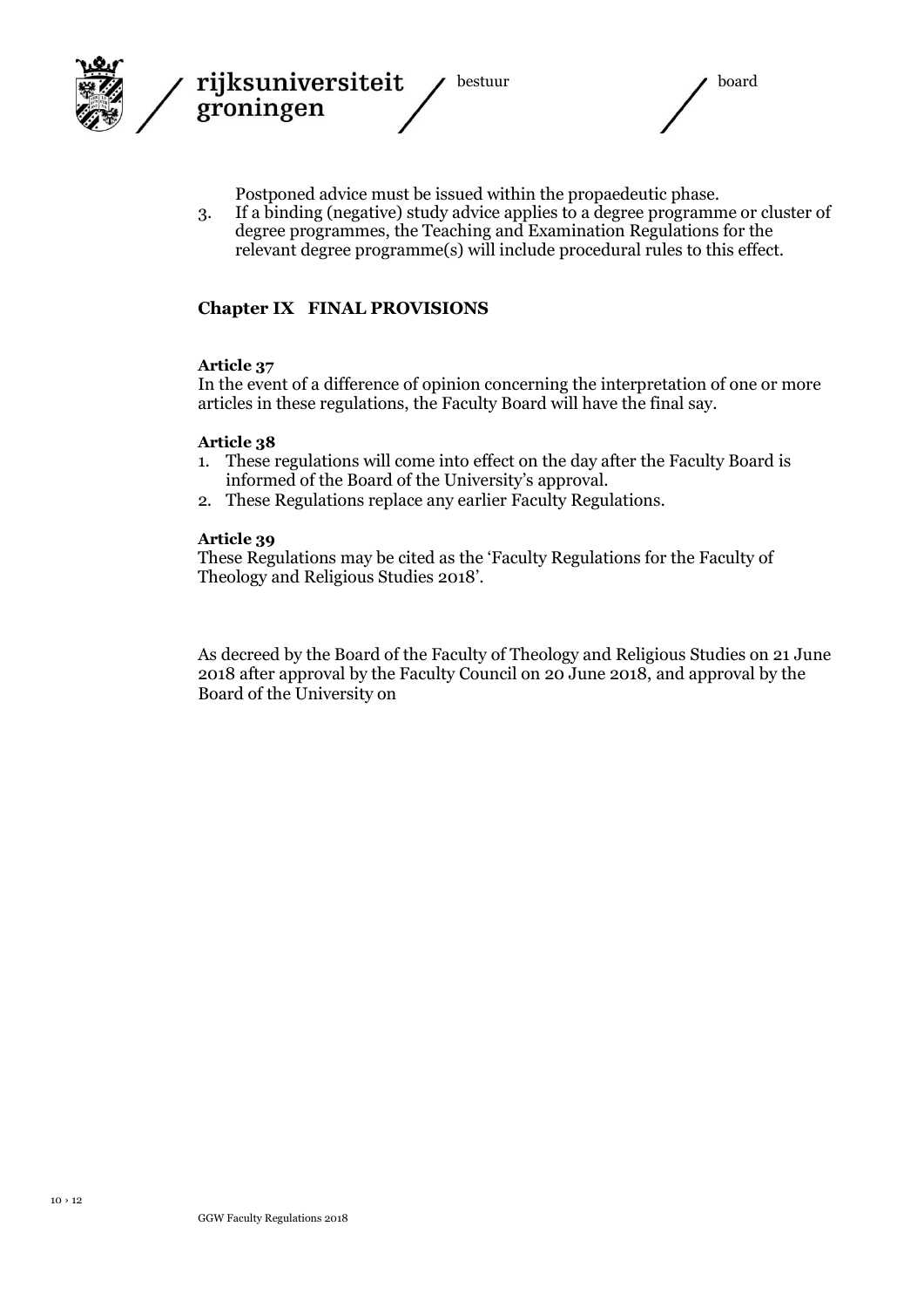Postponed advice must be issued within the propaedeutic phase.

3. If a binding (negative) study advice applies to a degree programme or cluster of degree programmes, the Teaching and Examination Regulations for the relevant degree programme(s) will include procedural rules to this effect.

## Chapter IX FINAL PROVISIONS

**Article 37**

In the event of a difference of opinion concerning the interpretation of one or more articles in these regulations, the Faculty Board will have the final say.

**Article 38**

1. These regulations will come into effect on the day after the Faculty Board is informed of the Board of the University's approval.
2. These Regulations replace any earlier Faculty Regulations.

**Article 39**

These Regulations may be cited as the 'Faculty Regulations for the Faculty of Theology and Religious Studies 2018'.

As decreed by the Board of the Faculty of Theology and Religious Studies on 21 June 2018 after approval by the Faculty Council on 20 June 2018, and approval by the Board of the University on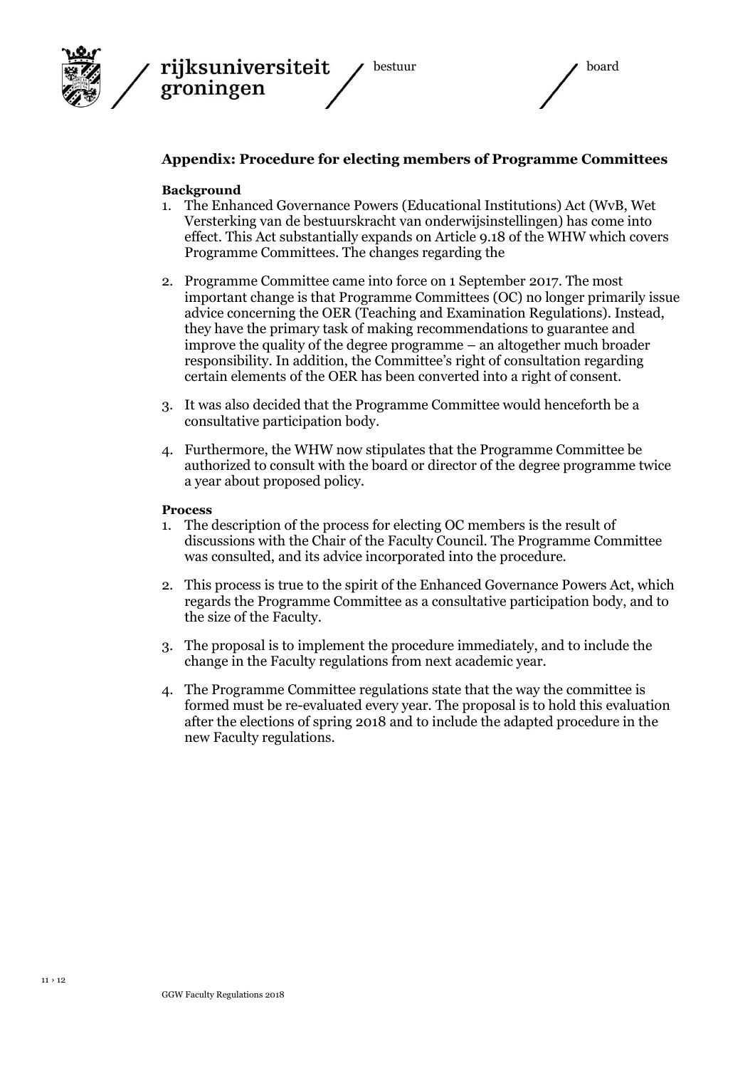## Appendix: Procedure for electing members of Programme Committees

**Background**

1. The Enhanced Governance Powers (Educational Institutions) Act (WvB, Wet Versterking van de bestuurskracht van onderwijsinstellingen) has come into effect. This Act substantially expands on Article 9.18 of the WHW which covers Programme Committees. The changes regarding the

2. Programme Committee came into force on 1 September 2017. The most important change is that Programme Committees (OC) no longer primarily issue advice concerning the OER (Teaching and Examination Regulations). Instead, they have the primary task of making recommendations to guarantee and improve the quality of the degree programme – an altogether much broader responsibility. In addition, the Committee's right of consultation regarding certain elements of the OER has been converted into a right of consent.

3. It was also decided that the Programme Committee would henceforth be a consultative participation body.

4. Furthermore, the WHW now stipulates that the Programme Committee be authorized to consult with the board or director of the degree programme twice a year about proposed policy.

**Process**

1. The description of the process for electing OC members is the result of discussions with the Chair of the Faculty Council. The Programme Committee was consulted, and its advice incorporated into the procedure.

2. This process is true to the spirit of the Enhanced Governance Powers Act, which regards the Programme Committee as a consultative participation body, and to the size of the Faculty.

3. The proposal is to implement the procedure immediately, and to include the change in the Faculty regulations from next academic year.

4. The Programme Committee regulations state that the way the committee is formed must be re-evaluated every year. The proposal is to hold this evaluation after the elections of spring 2018 and to include the adapted procedure in the new Faculty regulations.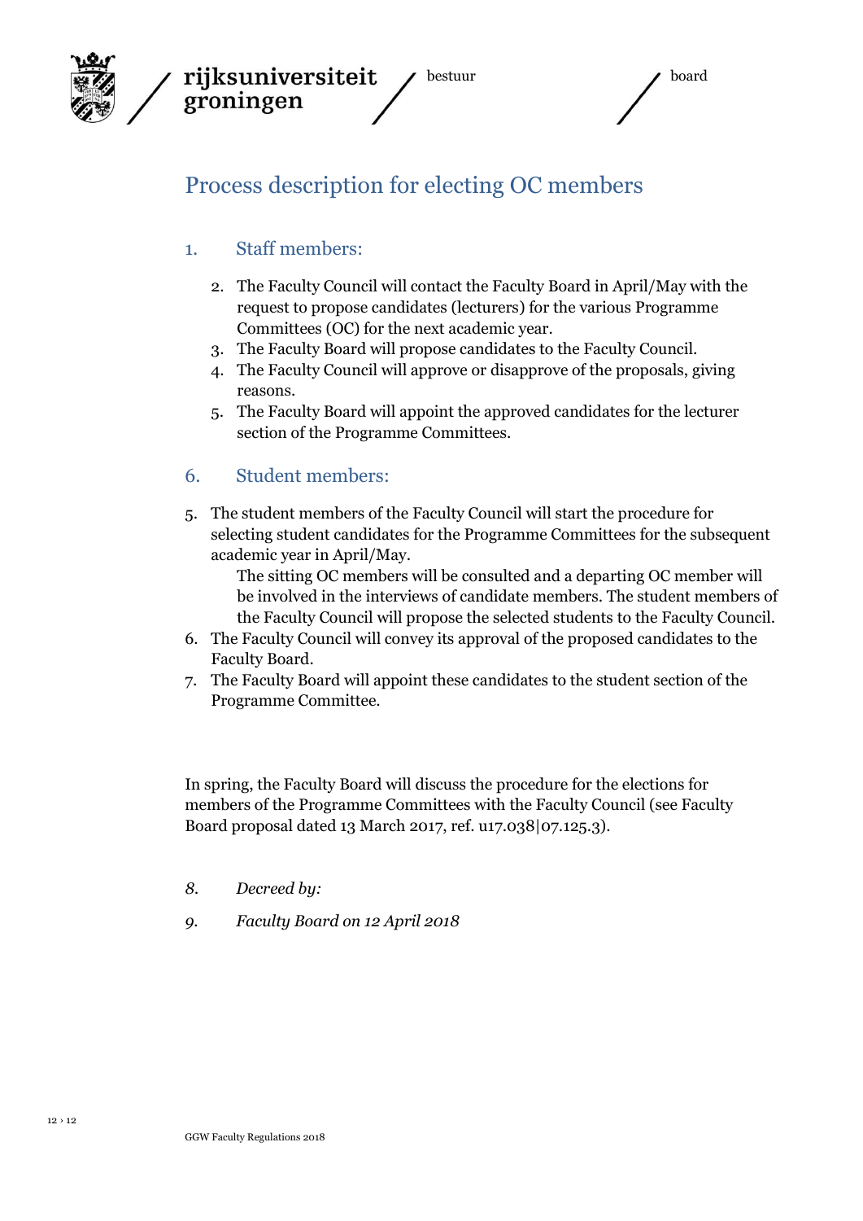# Process description for electing OC members

## 1. Staff members:

2. The Faculty Council will contact the Faculty Board in April/May with the request to propose candidates (lecturers) for the various Programme Committees (OC) for the next academic year.
3. The Faculty Board will propose candidates to the Faculty Council.
4. The Faculty Council will approve or disapprove of the proposals, giving reasons.
5. The Faculty Board will appoint the approved candidates for the lecturer section of the Programme Committees.

## 6. Student members:

5. The student members of the Faculty Council will start the procedure for selecting student candidates for the Programme Committees for the subsequent academic year in April/May.
   The sitting OC members will be consulted and a departing OC member will be involved in the interviews of candidate members. The student members of the Faculty Council will propose the selected students to the Faculty Council.
6. The Faculty Council will convey its approval of the proposed candidates to the Faculty Board.
7. The Faculty Board will appoint these candidates to the student section of the Programme Committee.

In spring, the Faculty Board will discuss the procedure for the elections for members of the Programme Committees with the Faculty Council (see Faculty Board proposal dated 13 March 2017, ref. u17.038|07.125.3).

8. *Decreed by:*

9. *Faculty Board on 12 April 2018*